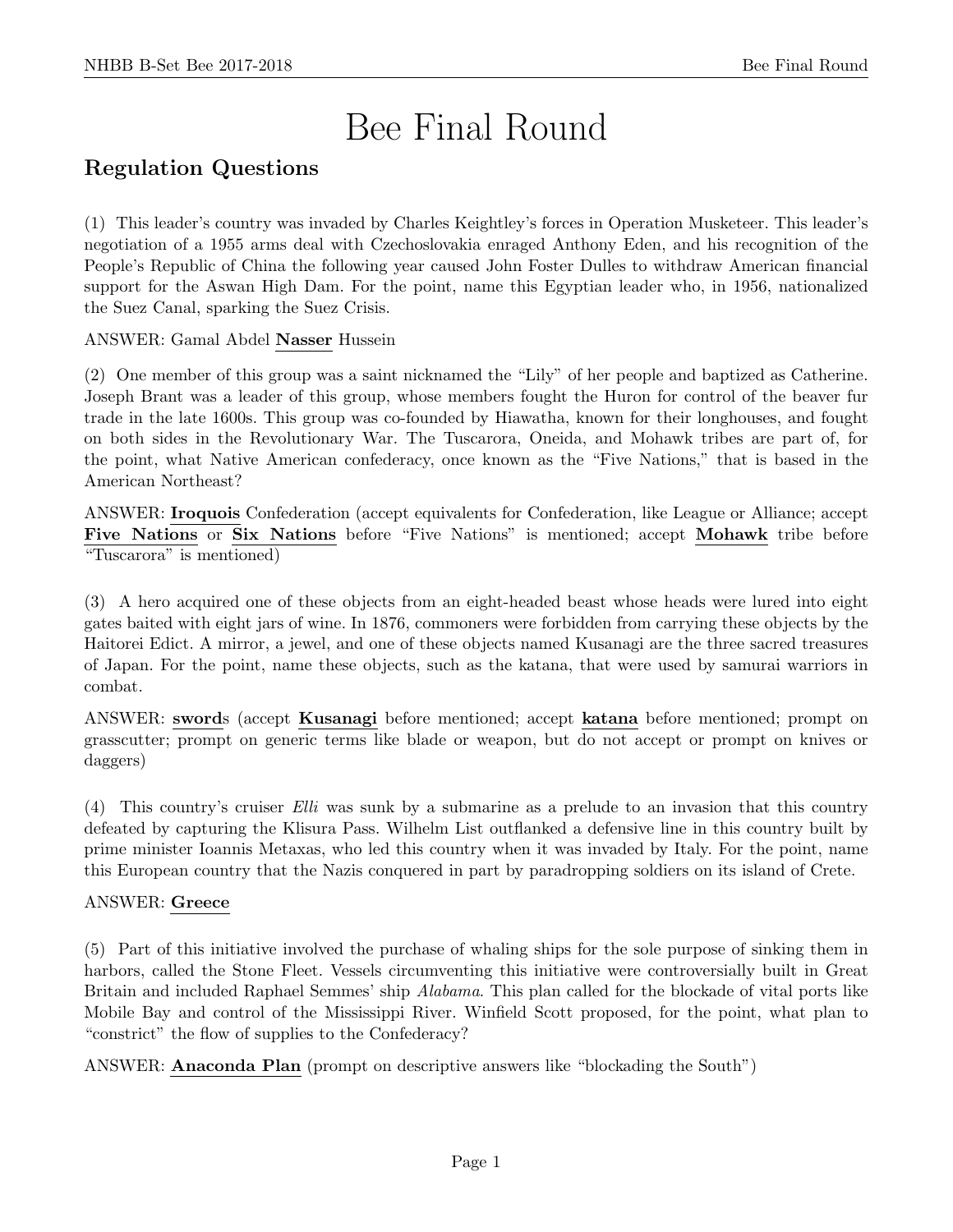# Bee Final Round

## Regulation Questions

(1) This leader's country was invaded by Charles Keightley's forces in Operation Musketeer. This leader's negotiation of a 1955 arms deal with Czechoslovakia enraged Anthony Eden, and his recognition of the People's Republic of China the following year caused John Foster Dulles to withdraw American financial support for the Aswan High Dam. For the point, name this Egyptian leader who, in 1956, nationalized the Suez Canal, sparking the Suez Crisis.

ANSWER: Gamal Abdel **Nasser** Hussein

(2) One member of this group was a saint nicknamed the "Lily" of her people and baptized as Catherine. Joseph Brant was a leader of this group, whose members fought the Huron for control of the beaver fur trade in the late 1600s. This group was co-founded by Hiawatha, known for their longhouses, and fought on both sides in the Revolutionary War. The Tuscarora, Oneida, and Mohawk tribes are part of, for the point, what Native American confederacy, once known as the "Five Nations," that is based in the American Northeast?

ANSWER: **Iroquois** Confederation (accept equivalents for Confederation, like League or Alliance; accept **Five Nations** or **Six Nations** before "Five Nations" is mentioned; accept **Mohawk** tribe before "Tuscarora" is mentioned)

(3) A hero acquired one of these objects from an eight-headed beast whose heads were lured into eight gates baited with eight jars of wine. In 1876, commoners were forbidden from carrying these objects by the Haitorei Edict. A mirror, a jewel, and one of these objects named Kusanagi are the three sacred treasures of Japan. For the point, name these objects, such as the katana, that were used by samurai warriors in combat.

ANSWER: **sword**s (accept **Kusanagi** before mentioned; accept **katana** before mentioned; prompt on grasscutter; prompt on generic terms like blade or weapon, but do not accept or prompt on knives or daggers)

(4) This country's cruiser *Elli* was sunk by a submarine as a prelude to an invasion that this country defeated by capturing the Klisura Pass. Wilhelm List outflanked a defensive line in this country built by prime minister Ioannis Metaxas, who led this country when it was invaded by Italy. For the point, name this European country that the Nazis conquered in part by paradropping soldiers on its island of Crete.

ANSWER: **Greece**

(5) Part of this initiative involved the purchase of whaling ships for the sole purpose of sinking them in harbors, called the Stone Fleet. Vessels circumventing this initiative were controversially built in Great Britain and included Raphael Semmes' ship *Alabama*. This plan called for the blockade of vital ports like Mobile Bay and control of the Mississippi River. Winfield Scott proposed, for the point, what plan to "constrict" the flow of supplies to the Confederacy?

ANSWER: **Anaconda Plan** (prompt on descriptive answers like "blockading the South")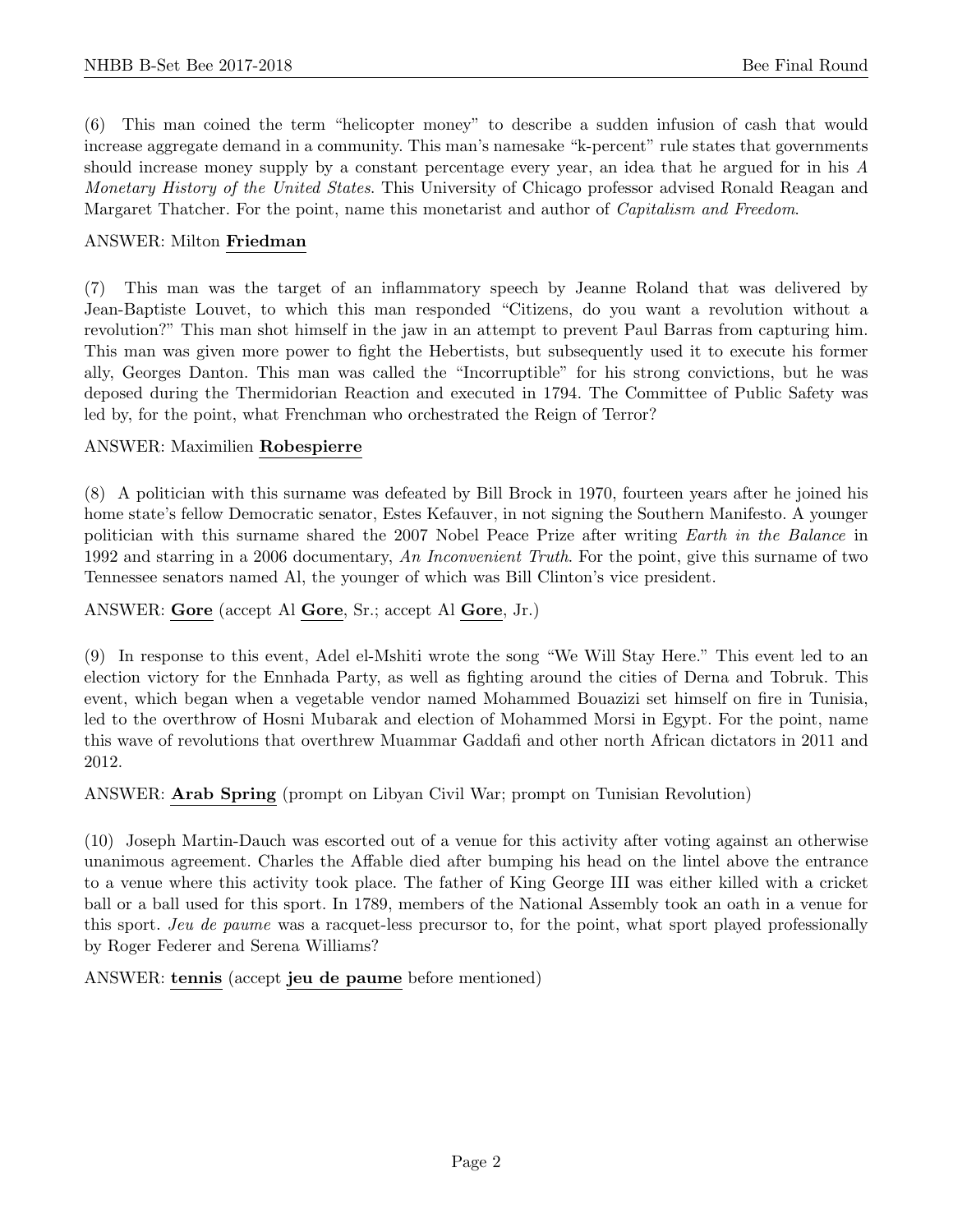(6) This man coined the term "helicopter money" to describe a sudden infusion of cash that would increase aggregate demand in a community. This man's namesake "k-percent" rule states that governments should increase money supply by a constant percentage every year, an idea that he argued for in his *A Monetary History of the United States*. This University of Chicago professor advised Ronald Reagan and Margaret Thatcher. For the point, name this monetarist and author of *Capitalism and Freedom*.

ANSWER: Milton **Friedman**

(7) This man was the target of an inflammatory speech by Jeanne Roland that was delivered by Jean-Baptiste Louvet, to which this man responded "Citizens, do you want a revolution without a revolution?" This man shot himself in the jaw in an attempt to prevent Paul Barras from capturing him. This man was given more power to fight the Hebertists, but subsequently used it to execute his former ally, Georges Danton. This man was called the "Incorruptible" for his strong convictions, but he was deposed during the Thermidorian Reaction and executed in 1794. The Committee of Public Safety was led by, for the point, what Frenchman who orchestrated the Reign of Terror?

ANSWER: Maximilien **Robespierre**

(8) A politician with this surname was defeated by Bill Brock in 1970, fourteen years after he joined his home state's fellow Democratic senator, Estes Kefauver, in not signing the Southern Manifesto. A younger politician with this surname shared the 2007 Nobel Peace Prize after writing *Earth in the Balance* in 1992 and starring in a 2006 documentary, *An Inconvenient Truth*. For the point, give this surname of two Tennessee senators named Al, the younger of which was Bill Clinton's vice president.

ANSWER: **Gore** (accept Al **Gore**, Sr.; accept Al **Gore**, Jr.)

(9) In response to this event, Adel el-Mshiti wrote the song "We Will Stay Here." This event led to an election victory for the Ennhada Party, as well as fighting around the cities of Derna and Tobruk. This event, which began when a vegetable vendor named Mohammed Bouazizi set himself on fire in Tunisia, led to the overthrow of Hosni Mubarak and election of Mohammed Morsi in Egypt. For the point, name this wave of revolutions that overthrew Muammar Gaddafi and other north African dictators in 2011 and 2012.

ANSWER: **Arab Spring** (prompt on Libyan Civil War; prompt on Tunisian Revolution)

(10) Joseph Martin-Dauch was escorted out of a venue for this activity after voting against an otherwise unanimous agreement. Charles the Affable died after bumping his head on the lintel above the entrance to a venue where this activity took place. The father of King George III was either killed with a cricket ball or a ball used for this sport. In 1789, members of the National Assembly took an oath in a venue for this sport. *Jeu de paume* was a racquet-less precursor to, for the point, what sport played professionally by Roger Federer and Serena Williams?

ANSWER: **tennis** (accept **jeu de paume** before mentioned)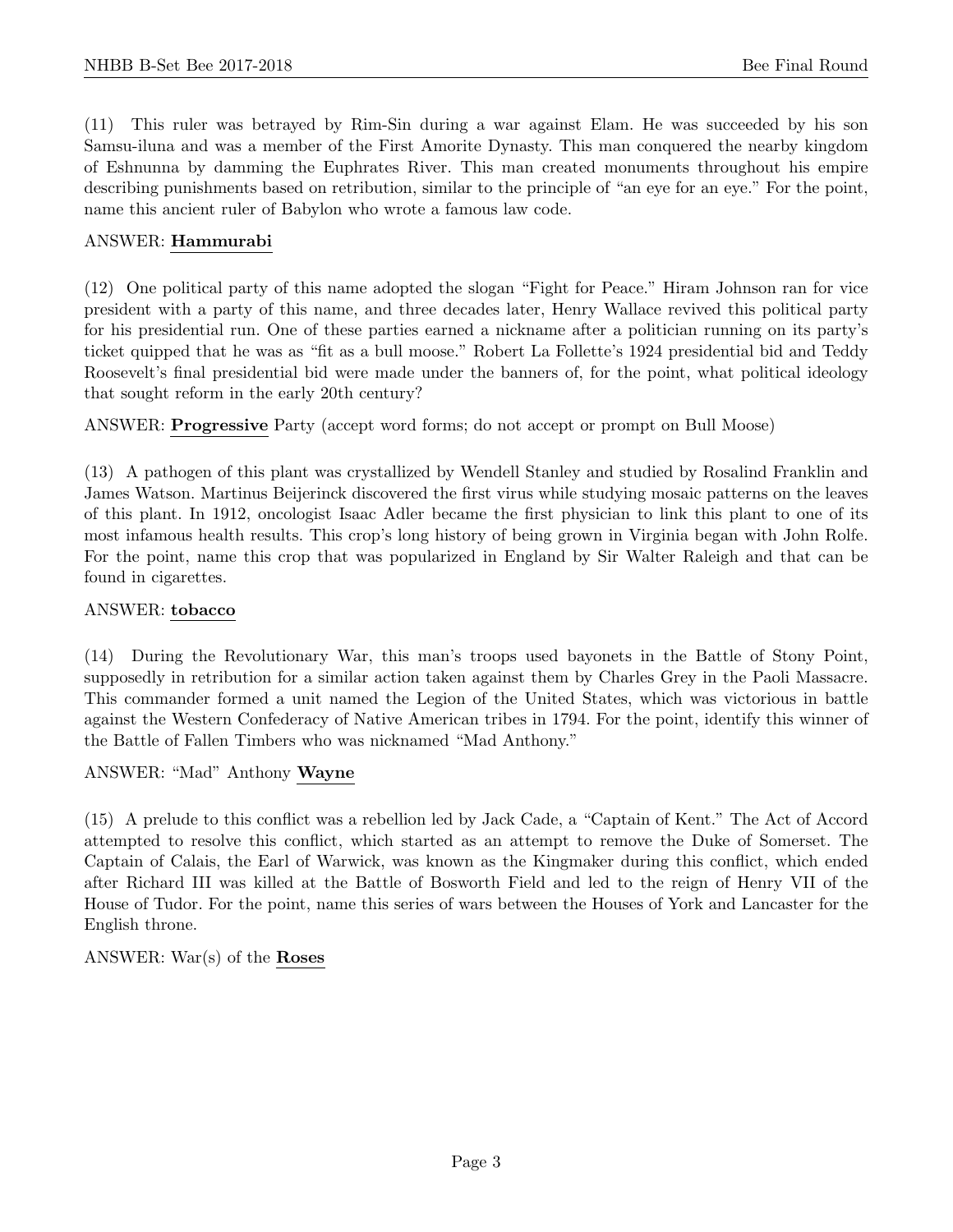(11) This ruler was betrayed by Rim-Sin during a war against Elam. He was succeeded by his son Samsu-iluna and was a member of the First Amorite Dynasty. This man conquered the nearby kingdom of Eshnunna by damming the Euphrates River. This man created monuments throughout his empire describing punishments based on retribution, similar to the principle of "an eye for an eye." For the point, name this ancient ruler of Babylon who wrote a famous law code.

ANSWER: **Hammurabi**

(12) One political party of this name adopted the slogan "Fight for Peace." Hiram Johnson ran for vice president with a party of this name, and three decades later, Henry Wallace revived this political party for his presidential run. One of these parties earned a nickname after a politician running on its party's ticket quipped that he was as "fit as a bull moose." Robert La Follette's 1924 presidential bid and Teddy Roosevelt's final presidential bid were made under the banners of, for the point, what political ideology that sought reform in the early 20th century?

ANSWER: **Progressive** Party (accept word forms; do not accept or prompt on Bull Moose)

(13) A pathogen of this plant was crystallized by Wendell Stanley and studied by Rosalind Franklin and James Watson. Martinus Beijerinck discovered the first virus while studying mosaic patterns on the leaves of this plant. In 1912, oncologist Isaac Adler became the first physician to link this plant to one of its most infamous health results. This crop's long history of being grown in Virginia began with John Rolfe. For the point, name this crop that was popularized in England by Sir Walter Raleigh and that can be found in cigarettes.

ANSWER: **tobacco**

(14) During the Revolutionary War, this man's troops used bayonets in the Battle of Stony Point, supposedly in retribution for a similar action taken against them by Charles Grey in the Paoli Massacre. This commander formed a unit named the Legion of the United States, which was victorious in battle against the Western Confederacy of Native American tribes in 1794. For the point, identify this winner of the Battle of Fallen Timbers who was nicknamed "Mad Anthony."

ANSWER: "Mad" Anthony **Wayne**

(15) A prelude to this conflict was a rebellion led by Jack Cade, a "Captain of Kent." The Act of Accord attempted to resolve this conflict, which started as an attempt to remove the Duke of Somerset. The Captain of Calais, the Earl of Warwick, was known as the Kingmaker during this conflict, which ended after Richard III was killed at the Battle of Bosworth Field and led to the reign of Henry VII of the House of Tudor. For the point, name this series of wars between the Houses of York and Lancaster for the English throne.

ANSWER: War(s) of the **Roses**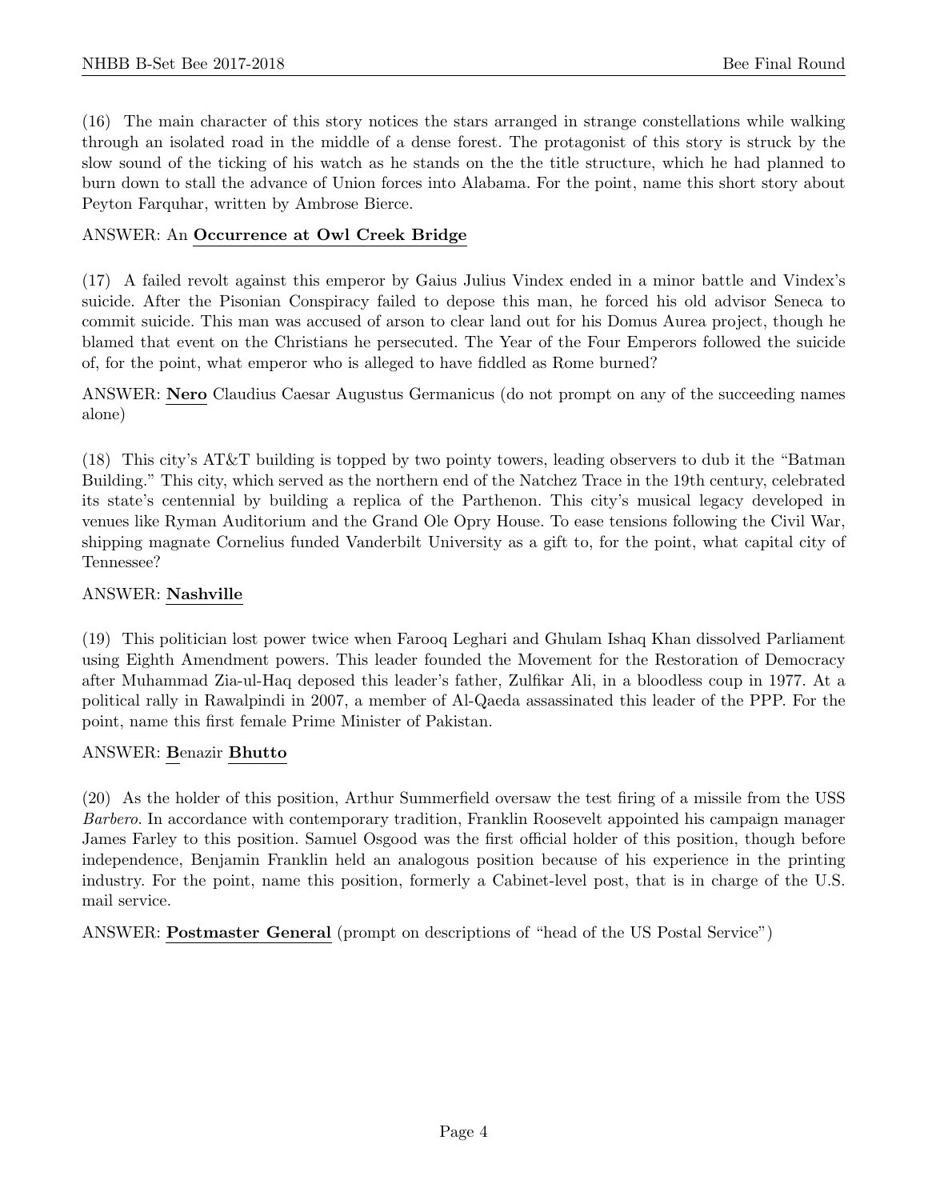(16) The main character of this story notices the stars arranged in strange constellations while walking through an isolated road in the middle of a dense forest. The protagonist of this story is struck by the slow sound of the ticking of his watch as he stands on the the title structure, which he had planned to burn down to stall the advance of Union forces into Alabama. For the point, name this short story about Peyton Farquhar, written by Ambrose Bierce.

ANSWER: An **Occurrence at Owl Creek Bridge**

(17) A failed revolt against this emperor by Gaius Julius Vindex ended in a minor battle and Vindex's suicide. After the Pisonian Conspiracy failed to depose this man, he forced his old advisor Seneca to commit suicide. This man was accused of arson to clear land out for his Domus Aurea project, though he blamed that event on the Christians he persecuted. The Year of the Four Emperors followed the suicide of, for the point, what emperor who is alleged to have fiddled as Rome burned?

ANSWER: **Nero** Claudius Caesar Augustus Germanicus (do not prompt on any of the succeeding names alone)

(18) This city's AT&T building is topped by two pointy towers, leading observers to dub it the "Batman Building." This city, which served as the northern end of the Natchez Trace in the 19th century, celebrated its state's centennial by building a replica of the Parthenon. This city's musical legacy developed in venues like Ryman Auditorium and the Grand Ole Opry House. To ease tensions following the Civil War, shipping magnate Cornelius funded Vanderbilt University as a gift to, for the point, what capital city of Tennessee?

ANSWER: **Nashville**

(19) This politician lost power twice when Farooq Leghari and Ghulam Ishaq Khan dissolved Parliament using Eighth Amendment powers. This leader founded the Movement for the Restoration of Democracy after Muhammad Zia-ul-Haq deposed this leader's father, Zulfikar Ali, in a bloodless coup in 1977. At a political rally in Rawalpindi in 2007, a member of Al-Qaeda assassinated this leader of the PPP. For the point, name this first female Prime Minister of Pakistan.

ANSWER: **B**enazir **Bhutto**

(20) As the holder of this position, Arthur Summerfield oversaw the test firing of a missile from the USS *Barbero*. In accordance with contemporary tradition, Franklin Roosevelt appointed his campaign manager James Farley to this position. Samuel Osgood was the first official holder of this position, though before independence, Benjamin Franklin held an analogous position because of his experience in the printing industry. For the point, name this position, formerly a Cabinet-level post, that is in charge of the U.S. mail service.

ANSWER: **Postmaster General** (prompt on descriptions of "head of the US Postal Service")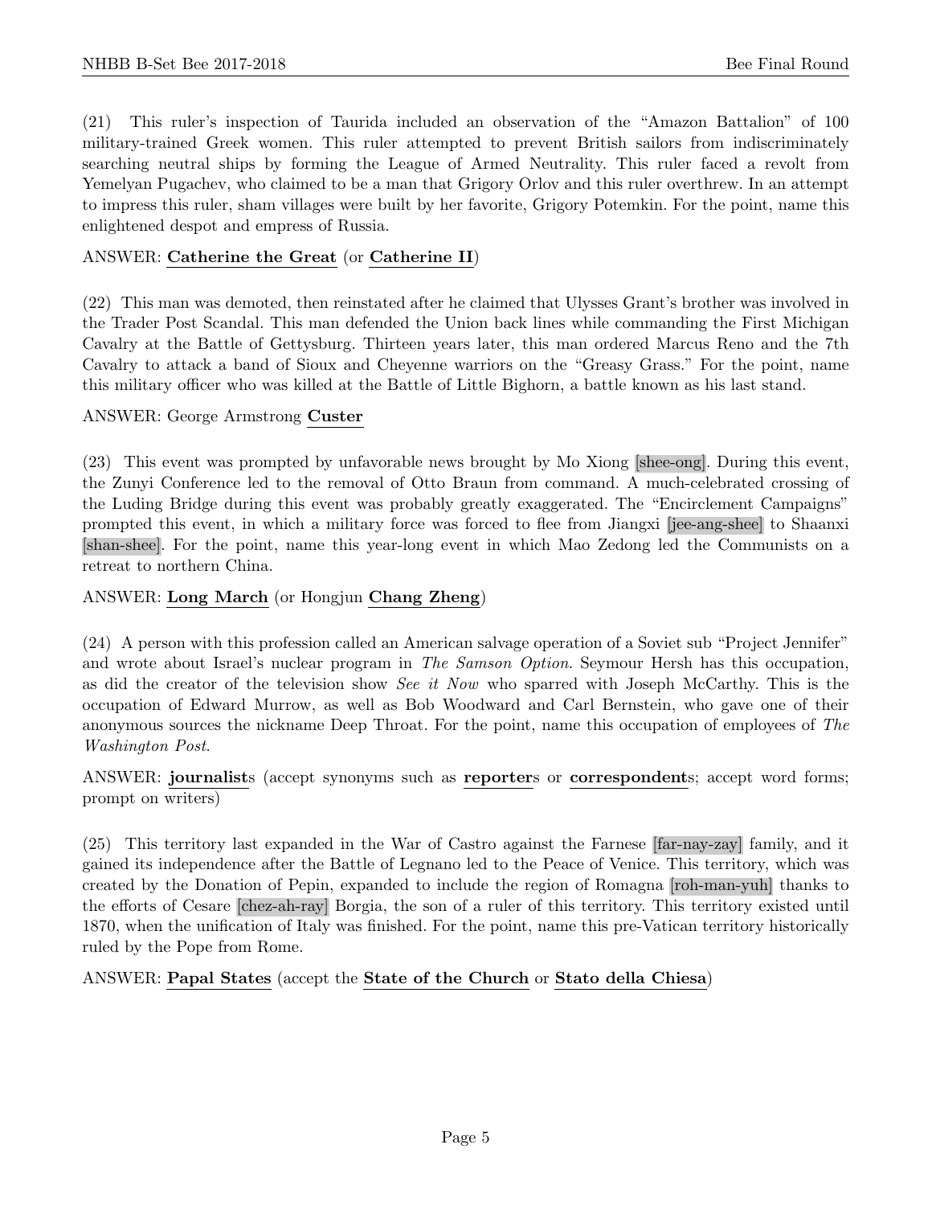(21) This ruler's inspection of Taurida included an observation of the "Amazon Battalion" of 100 military-trained Greek women. This ruler attempted to prevent British sailors from indiscriminately searching neutral ships by forming the League of Armed Neutrality. This ruler faced a revolt from Yemelyan Pugachev, who claimed to be a man that Grigory Orlov and this ruler overthrew. In an attempt to impress this ruler, sham villages were built by her favorite, Grigory Potemkin. For the point, name this enlightened despot and empress of Russia.

ANSWER: **Catherine the Great** (or **Catherine II**)

(22) This man was demoted, then reinstated after he claimed that Ulysses Grant's brother was involved in the Trader Post Scandal. This man defended the Union back lines while commanding the First Michigan Cavalry at the Battle of Gettysburg. Thirteen years later, this man ordered Marcus Reno and the 7th Cavalry to attack a band of Sioux and Cheyenne warriors on the "Greasy Grass." For the point, name this military officer who was killed at the Battle of Little Bighorn, a battle known as his last stand.

ANSWER: George Armstrong **Custer**

(23) This event was prompted by unfavorable news brought by Mo Xiong [shee-ong]. During this event, the Zunyi Conference led to the removal of Otto Braun from command. A much-celebrated crossing of the Luding Bridge during this event was probably greatly exaggerated. The "Encirclement Campaigns" prompted this event, in which a military force was forced to flee from Jiangxi [jee-ang-shee] to Shaanxi [shan-shee]. For the point, name this year-long event in which Mao Zedong led the Communists on a retreat to northern China.

ANSWER: **Long March** (or Hongjun **Chang Zheng**)

(24) A person with this profession called an American salvage operation of a Soviet sub "Project Jennifer" and wrote about Israel's nuclear program in *The Samson Option*. Seymour Hersh has this occupation, as did the creator of the television show *See it Now* who sparred with Joseph McCarthy. This is the occupation of Edward Murrow, as well as Bob Woodward and Carl Bernstein, who gave one of their anonymous sources the nickname Deep Throat. For the point, name this occupation of employees of *The Washington Post*.

ANSWER: **journalist**s (accept synonyms such as **reporter**s or **correspondent**s; accept word forms; prompt on writers)

(25) This territory last expanded in the War of Castro against the Farnese [far-nay-zay] family, and it gained its independence after the Battle of Legnano led to the Peace of Venice. This territory, which was created by the Donation of Pepin, expanded to include the region of Romagna [roh-man-yuh] thanks to the efforts of Cesare [chez-ah-ray] Borgia, the son of a ruler of this territory. This territory existed until 1870, when the unification of Italy was finished. For the point, name this pre-Vatican territory historically ruled by the Pope from Rome.

ANSWER: **Papal States** (accept the **State of the Church** or **Stato della Chiesa**)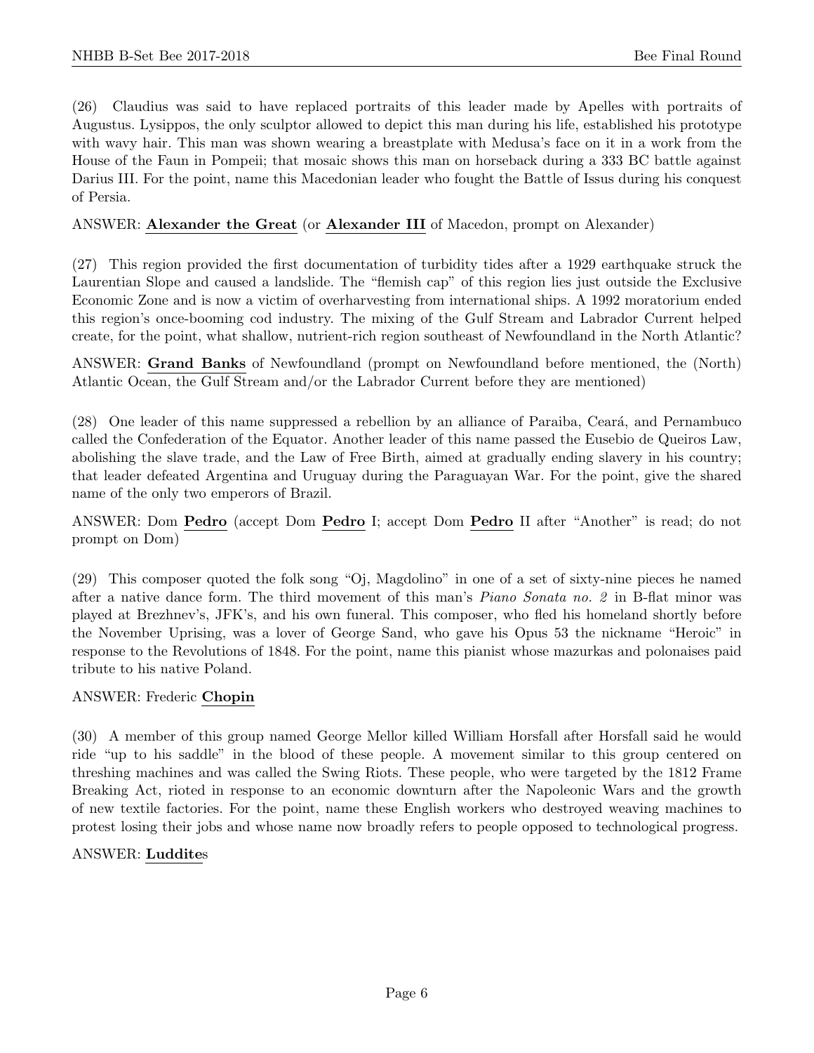(26) Claudius was said to have replaced portraits of this leader made by Apelles with portraits of Augustus. Lysippos, the only sculptor allowed to depict this man during his life, established his prototype with wavy hair. This man was shown wearing a breastplate with Medusa's face on it in a work from the House of the Faun in Pompeii; that mosaic shows this man on horseback during a 333 BC battle against Darius III. For the point, name this Macedonian leader who fought the Battle of Issus during his conquest of Persia.

ANSWER: **Alexander the Great** (or **Alexander III** of Macedon, prompt on Alexander)

(27) This region provided the first documentation of turbidity tides after a 1929 earthquake struck the Laurentian Slope and caused a landslide. The "flemish cap" of this region lies just outside the Exclusive Economic Zone and is now a victim of overharvesting from international ships. A 1992 moratorium ended this region's once-booming cod industry. The mixing of the Gulf Stream and Labrador Current helped create, for the point, what shallow, nutrient-rich region southeast of Newfoundland in the North Atlantic?

ANSWER: **Grand Banks** of Newfoundland (prompt on Newfoundland before mentioned, the (North) Atlantic Ocean, the Gulf Stream and/or the Labrador Current before they are mentioned)

(28) One leader of this name suppressed a rebellion by an alliance of Paraiba, Ceará, and Pernambuco called the Confederation of the Equator. Another leader of this name passed the Eusebio de Queiros Law, abolishing the slave trade, and the Law of Free Birth, aimed at gradually ending slavery in his country; that leader defeated Argentina and Uruguay during the Paraguayan War. For the point, give the shared name of the only two emperors of Brazil.

ANSWER: Dom **Pedro** (accept Dom **Pedro** I; accept Dom **Pedro** II after "Another" is read; do not prompt on Dom)

(29) This composer quoted the folk song "Oj, Magdolino" in one of a set of sixty-nine pieces he named after a native dance form. The third movement of this man's *Piano Sonata no. 2* in B-flat minor was played at Brezhnev's, JFK's, and his own funeral. This composer, who fled his homeland shortly before the November Uprising, was a lover of George Sand, who gave his Opus 53 the nickname "Heroic" in response to the Revolutions of 1848. For the point, name this pianist whose mazurkas and polonaises paid tribute to his native Poland.

ANSWER: Frederic **Chopin**

(30) A member of this group named George Mellor killed William Horsfall after Horsfall said he would ride "up to his saddle" in the blood of these people. A movement similar to this group centered on threshing machines and was called the Swing Riots. These people, who were targeted by the 1812 Frame Breaking Act, rioted in response to an economic downturn after the Napoleonic Wars and the growth of new textile factories. For the point, name these English workers who destroyed weaving machines to protest losing their jobs and whose name now broadly refers to people opposed to technological progress.

ANSWER: **Luddite**s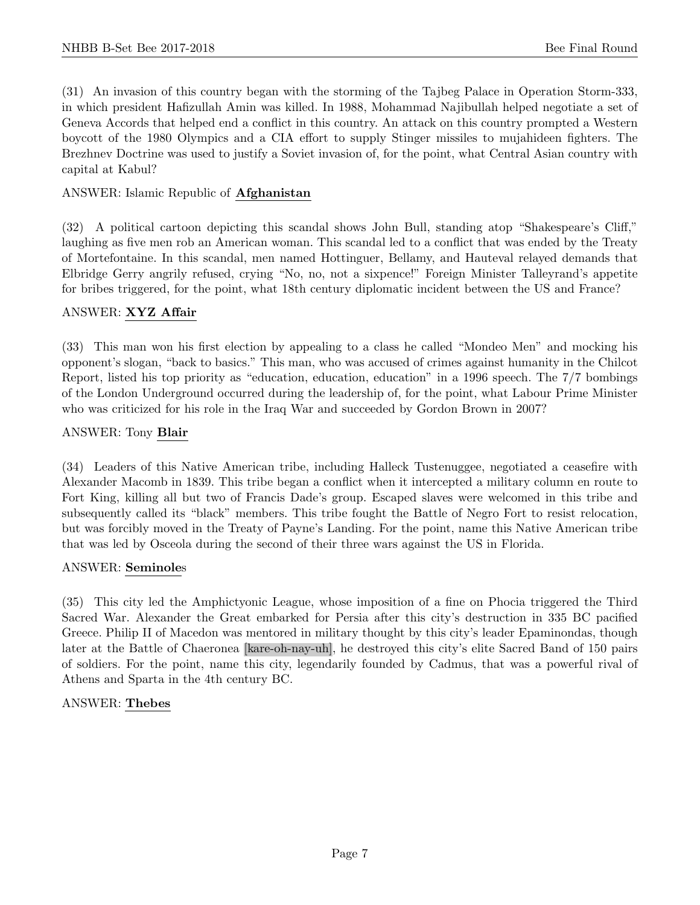(31) An invasion of this country began with the storming of the Tajbeg Palace in Operation Storm-333, in which president Hafizullah Amin was killed. In 1988, Mohammad Najibullah helped negotiate a set of Geneva Accords that helped end a conflict in this country. An attack on this country prompted a Western boycott of the 1980 Olympics and a CIA effort to supply Stinger missiles to mujahideen fighters. The Brezhnev Doctrine was used to justify a Soviet invasion of, for the point, what Central Asian country with capital at Kabul?

ANSWER: Islamic Republic of **Afghanistan**

(32) A political cartoon depicting this scandal shows John Bull, standing atop "Shakespeare's Cliff," laughing as five men rob an American woman. This scandal led to a conflict that was ended by the Treaty of Mortefontaine. In this scandal, men named Hottinguer, Bellamy, and Hauteval relayed demands that Elbridge Gerry angrily refused, crying "No, no, not a sixpence!" Foreign Minister Talleyrand's appetite for bribes triggered, for the point, what 18th century diplomatic incident between the US and France?

ANSWER: **XYZ Affair**

(33) This man won his first election by appealing to a class he called "Mondeo Men" and mocking his opponent's slogan, "back to basics." This man, who was accused of crimes against humanity in the Chilcot Report, listed his top priority as "education, education, education" in a 1996 speech. The 7/7 bombings of the London Underground occurred during the leadership of, for the point, what Labour Prime Minister who was criticized for his role in the Iraq War and succeeded by Gordon Brown in 2007?

ANSWER: Tony **Blair**

(34) Leaders of this Native American tribe, including Halleck Tustenuggee, negotiated a ceasefire with Alexander Macomb in 1839. This tribe began a conflict when it intercepted a military column en route to Fort King, killing all but two of Francis Dade's group. Escaped slaves were welcomed in this tribe and subsequently called its "black" members. This tribe fought the Battle of Negro Fort to resist relocation, but was forcibly moved in the Treaty of Payne's Landing. For the point, name this Native American tribe that was led by Osceola during the second of their three wars against the US in Florida.

ANSWER: **Seminole**s

(35) This city led the Amphictyonic League, whose imposition of a fine on Phocia triggered the Third Sacred War. Alexander the Great embarked for Persia after this city's destruction in 335 BC pacified Greece. Philip II of Macedon was mentored in military thought by this city's leader Epaminondas, though later at the Battle of Chaeronea [kare-oh-nay-uh], he destroyed this city's elite Sacred Band of 150 pairs of soldiers. For the point, name this city, legendarily founded by Cadmus, that was a powerful rival of Athens and Sparta in the 4th century BC.

ANSWER: **Thebes**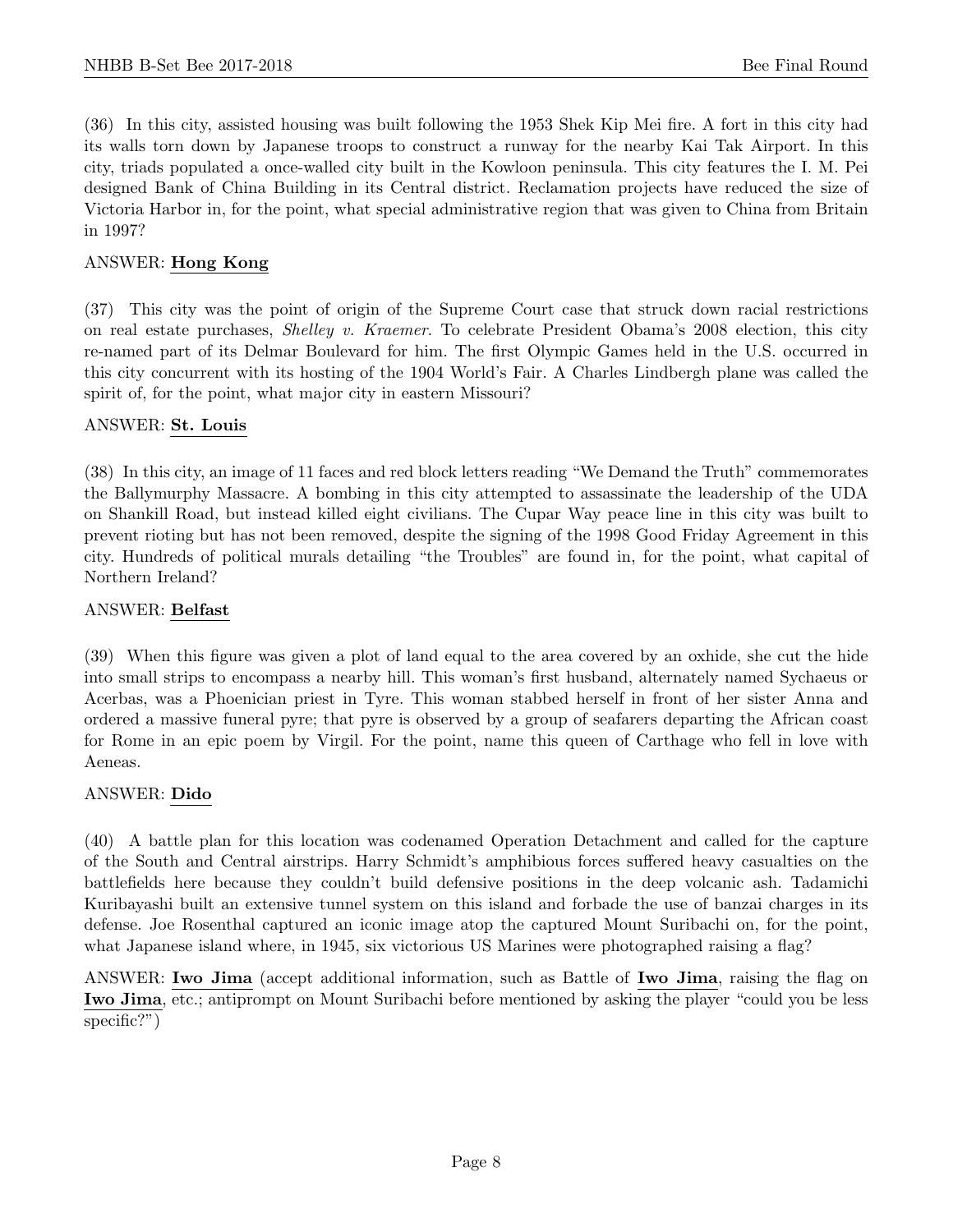(36) In this city, assisted housing was built following the 1953 Shek Kip Mei fire. A fort in this city had its walls torn down by Japanese troops to construct a runway for the nearby Kai Tak Airport. In this city, triads populated a once-walled city built in the Kowloon peninsula. This city features the I. M. Pei designed Bank of China Building in its Central district. Reclamation projects have reduced the size of Victoria Harbor in, for the point, what special administrative region that was given to China from Britain in 1997?

ANSWER: **Hong Kong**

(37) This city was the point of origin of the Supreme Court case that struck down racial restrictions on real estate purchases, *Shelley v. Kraemer*. To celebrate President Obama's 2008 election, this city re-named part of its Delmar Boulevard for him. The first Olympic Games held in the U.S. occurred in this city concurrent with its hosting of the 1904 World's Fair. A Charles Lindbergh plane was called the spirit of, for the point, what major city in eastern Missouri?

ANSWER: **St. Louis**

(38) In this city, an image of 11 faces and red block letters reading "We Demand the Truth" commemorates the Ballymurphy Massacre. A bombing in this city attempted to assassinate the leadership of the UDA on Shankill Road, but instead killed eight civilians. The Cupar Way peace line in this city was built to prevent rioting but has not been removed, despite the signing of the 1998 Good Friday Agreement in this city. Hundreds of political murals detailing "the Troubles" are found in, for the point, what capital of Northern Ireland?

ANSWER: **Belfast**

(39) When this figure was given a plot of land equal to the area covered by an oxhide, she cut the hide into small strips to encompass a nearby hill. This woman's first husband, alternately named Sychaeus or Acerbas, was a Phoenician priest in Tyre. This woman stabbed herself in front of her sister Anna and ordered a massive funeral pyre; that pyre is observed by a group of seafarers departing the African coast for Rome in an epic poem by Virgil. For the point, name this queen of Carthage who fell in love with Aeneas.

ANSWER: **Dido**

(40) A battle plan for this location was codenamed Operation Detachment and called for the capture of the South and Central airstrips. Harry Schmidt's amphibious forces suffered heavy casualties on the battlefields here because they couldn't build defensive positions in the deep volcanic ash. Tadamichi Kuribayashi built an extensive tunnel system on this island and forbade the use of banzai charges in its defense. Joe Rosenthal captured an iconic image atop the captured Mount Suribachi on, for the point, what Japanese island where, in 1945, six victorious US Marines were photographed raising a flag?

ANSWER: **Iwo Jima** (accept additional information, such as Battle of **Iwo Jima**, raising the flag on **Iwo Jima**, etc.; antiprompt on Mount Suribachi before mentioned by asking the player "could you be less specific?")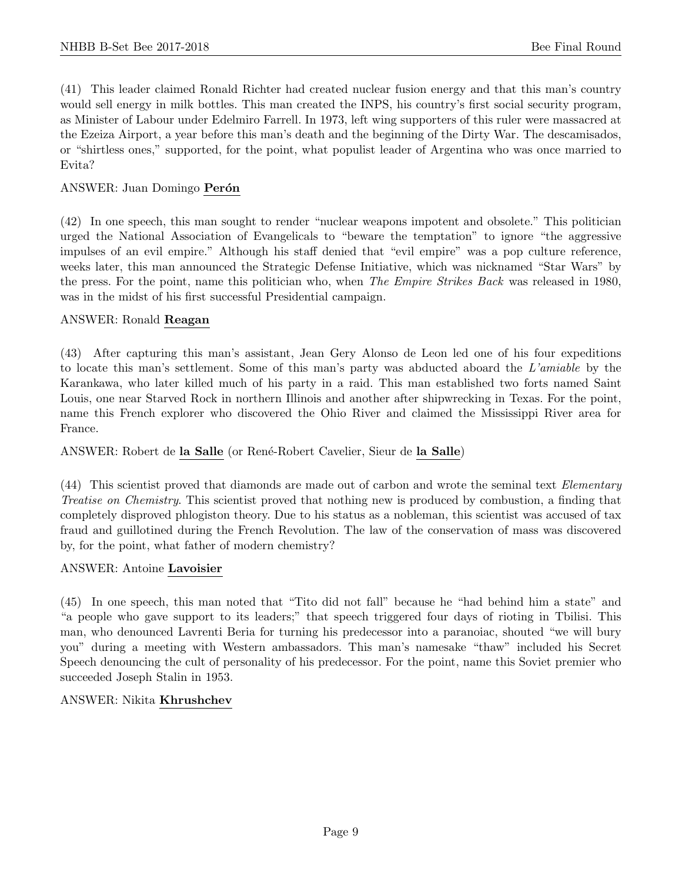(41) This leader claimed Ronald Richter had created nuclear fusion energy and that this man's country would sell energy in milk bottles. This man created the INPS, his country's first social security program, as Minister of Labour under Edelmiro Farrell. In 1973, left wing supporters of this ruler were massacred at the Ezeiza Airport, a year before this man's death and the beginning of the Dirty War. The descamisados, or "shirtless ones," supported, for the point, what populist leader of Argentina who was once married to Evita?

ANSWER: Juan Domingo **Perón**

(42) In one speech, this man sought to render "nuclear weapons impotent and obsolete." This politician urged the National Association of Evangelicals to "beware the temptation" to ignore "the aggressive impulses of an evil empire." Although his staff denied that "evil empire" was a pop culture reference, weeks later, this man announced the Strategic Defense Initiative, which was nicknamed "Star Wars" by the press. For the point, name this politician who, when *The Empire Strikes Back* was released in 1980, was in the midst of his first successful Presidential campaign.

ANSWER: Ronald **Reagan**

(43) After capturing this man's assistant, Jean Gery Alonso de Leon led one of his four expeditions to locate this man's settlement. Some of this man's party was abducted aboard the *L'amiable* by the Karankawa, who later killed much of his party in a raid. This man established two forts named Saint Louis, one near Starved Rock in northern Illinois and another after shipwrecking in Texas. For the point, name this French explorer who discovered the Ohio River and claimed the Mississippi River area for France.

ANSWER: Robert de **la Salle** (or René-Robert Cavelier, Sieur de **la Salle**)

(44) This scientist proved that diamonds are made out of carbon and wrote the seminal text *Elementary Treatise on Chemistry*. This scientist proved that nothing new is produced by combustion, a finding that completely disproved phlogiston theory. Due to his status as a nobleman, this scientist was accused of tax fraud and guillotined during the French Revolution. The law of the conservation of mass was discovered by, for the point, what father of modern chemistry?

ANSWER: Antoine **Lavoisier**

(45) In one speech, this man noted that "Tito did not fall" because he "had behind him a state" and "a people who gave support to its leaders;" that speech triggered four days of rioting in Tbilisi. This man, who denounced Lavrenti Beria for turning his predecessor into a paranoiac, shouted "we will bury you" during a meeting with Western ambassadors. This man's namesake "thaw" included his Secret Speech denouncing the cult of personality of his predecessor. For the point, name this Soviet premier who succeeded Joseph Stalin in 1953.

ANSWER: Nikita **Khrushchev**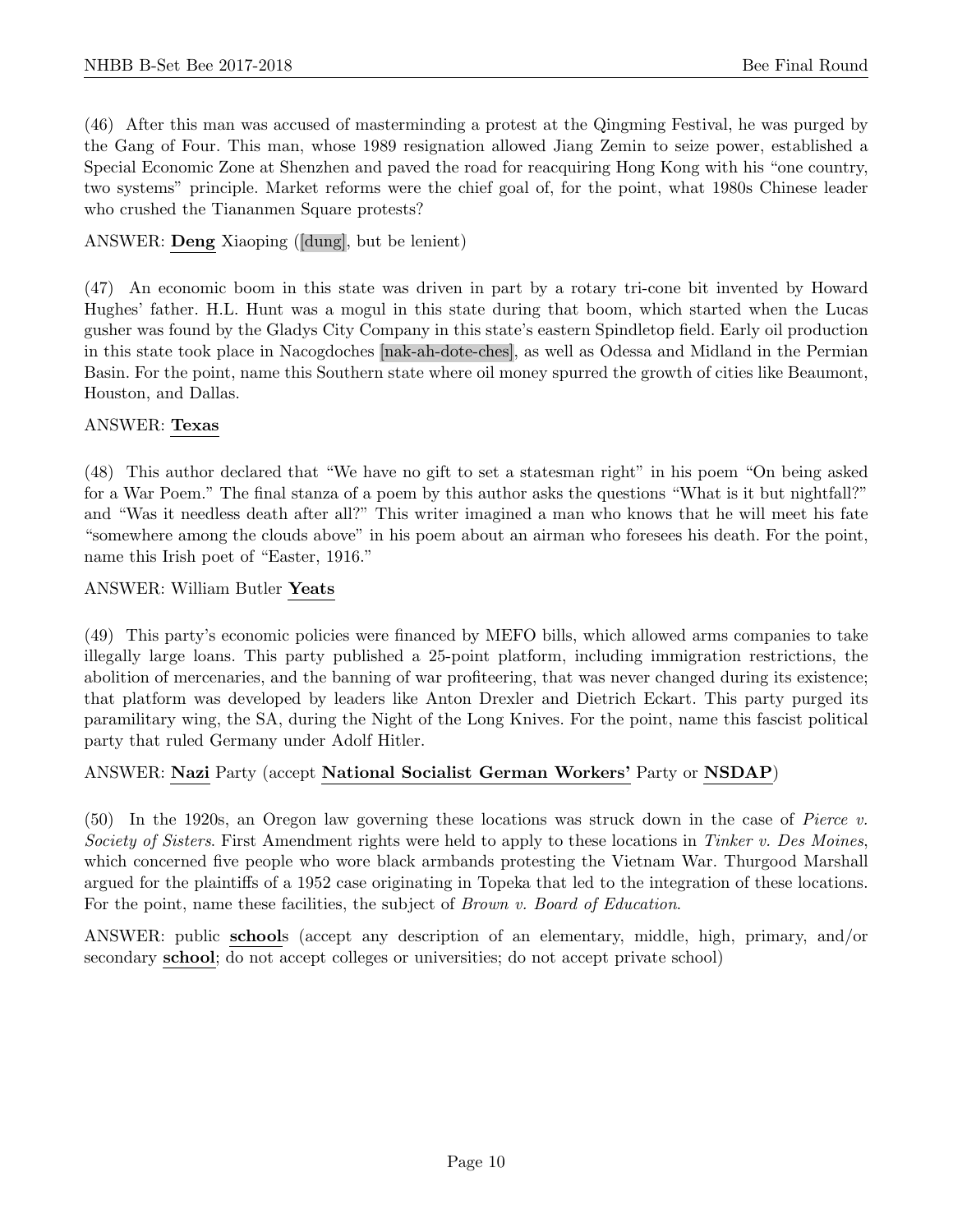(46) After this man was accused of masterminding a protest at the Qingming Festival, he was purged by the Gang of Four. This man, whose 1989 resignation allowed Jiang Zemin to seize power, established a Special Economic Zone at Shenzhen and paved the road for reacquiring Hong Kong with his "one country, two systems" principle. Market reforms were the chief goal of, for the point, what 1980s Chinese leader who crushed the Tiananmen Square protests?

ANSWER: **Deng** Xiaoping ([dung], but be lenient)

(47) An economic boom in this state was driven in part by a rotary tri-cone bit invented by Howard Hughes' father. H.L. Hunt was a mogul in this state during that boom, which started when the Lucas gusher was found by the Gladys City Company in this state's eastern Spindletop field. Early oil production in this state took place in Nacogdoches [nak-ah-dote-ches], as well as Odessa and Midland in the Permian Basin. For the point, name this Southern state where oil money spurred the growth of cities like Beaumont, Houston, and Dallas.

ANSWER: **Texas**

(48) This author declared that "We have no gift to set a statesman right" in his poem "On being asked for a War Poem." The final stanza of a poem by this author asks the questions "What is it but nightfall?" and "Was it needless death after all?" This writer imagined a man who knows that he will meet his fate "somewhere among the clouds above" in his poem about an airman who foresees his death. For the point, name this Irish poet of "Easter, 1916."

ANSWER: William Butler **Yeats**

(49) This party's economic policies were financed by MEFO bills, which allowed arms companies to take illegally large loans. This party published a 25-point platform, including immigration restrictions, the abolition of mercenaries, and the banning of war profiteering, that was never changed during its existence; that platform was developed by leaders like Anton Drexler and Dietrich Eckart. This party purged its paramilitary wing, the SA, during the Night of the Long Knives. For the point, name this fascist political party that ruled Germany under Adolf Hitler.

ANSWER: **Nazi** Party (accept **National Socialist German Workers'** Party or **NSDAP**)

(50) In the 1920s, an Oregon law governing these locations was struck down in the case of *Pierce v. Society of Sisters*. First Amendment rights were held to apply to these locations in *Tinker v. Des Moines*, which concerned five people who wore black armbands protesting the Vietnam War. Thurgood Marshall argued for the plaintiffs of a 1952 case originating in Topeka that led to the integration of these locations. For the point, name these facilities, the subject of *Brown v. Board of Education*.

ANSWER: public **school**s (accept any description of an elementary, middle, high, primary, and/or secondary **school**; do not accept colleges or universities; do not accept private school)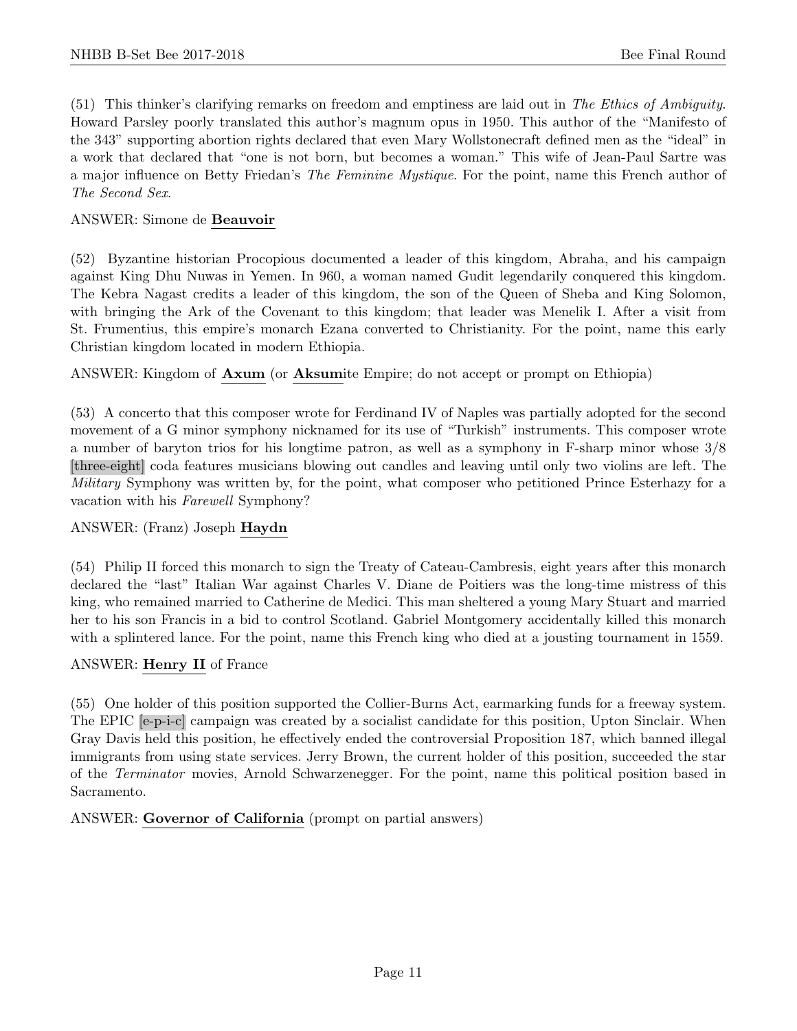(51) This thinker's clarifying remarks on freedom and emptiness are laid out in *The Ethics of Ambiguity*. Howard Parsley poorly translated this author's magnum opus in 1950. This author of the "Manifesto of the 343" supporting abortion rights declared that even Mary Wollstonecraft defined men as the "ideal" in a work that declared that "one is not born, but becomes a woman." This wife of Jean-Paul Sartre was a major influence on Betty Friedan's *The Feminine Mystique*. For the point, name this French author of *The Second Sex*.

ANSWER: Simone de **Beauvoir**

(52) Byzantine historian Procopious documented a leader of this kingdom, Abraha, and his campaign against King Dhu Nuwas in Yemen. In 960, a woman named Gudit legendarily conquered this kingdom. The Kebra Nagast credits a leader of this kingdom, the son of the Queen of Sheba and King Solomon, with bringing the Ark of the Covenant to this kingdom; that leader was Menelik I. After a visit from St. Frumentius, this empire's monarch Ezana converted to Christianity. For the point, name this early Christian kingdom located in modern Ethiopia.

ANSWER: Kingdom of **Axum** (or **Aksum**ite Empire; do not accept or prompt on Ethiopia)

(53) A concerto that this composer wrote for Ferdinand IV of Naples was partially adopted for the second movement of a G minor symphony nicknamed for its use of "Turkish" instruments. This composer wrote a number of baryton trios for his longtime patron, as well as a symphony in F-sharp minor whose 3/8 [three-eight] coda features musicians blowing out candles and leaving until only two violins are left. The *Military* Symphony was written by, for the point, what composer who petitioned Prince Esterhazy for a vacation with his *Farewell* Symphony?

ANSWER: (Franz) Joseph **Haydn**

(54) Philip II forced this monarch to sign the Treaty of Cateau-Cambresis, eight years after this monarch declared the "last" Italian War against Charles V. Diane de Poitiers was the long-time mistress of this king, who remained married to Catherine de Medici. This man sheltered a young Mary Stuart and married her to his son Francis in a bid to control Scotland. Gabriel Montgomery accidentally killed this monarch with a splintered lance. For the point, name this French king who died at a jousting tournament in 1559.

ANSWER: **Henry II** of France

(55) One holder of this position supported the Collier-Burns Act, earmarking funds for a freeway system. The EPIC [e-p-i-c] campaign was created by a socialist candidate for this position, Upton Sinclair. When Gray Davis held this position, he effectively ended the controversial Proposition 187, which banned illegal immigrants from using state services. Jerry Brown, the current holder of this position, succeeded the star of the *Terminator* movies, Arnold Schwarzenegger. For the point, name this political position based in Sacramento.

ANSWER: **Governor of California** (prompt on partial answers)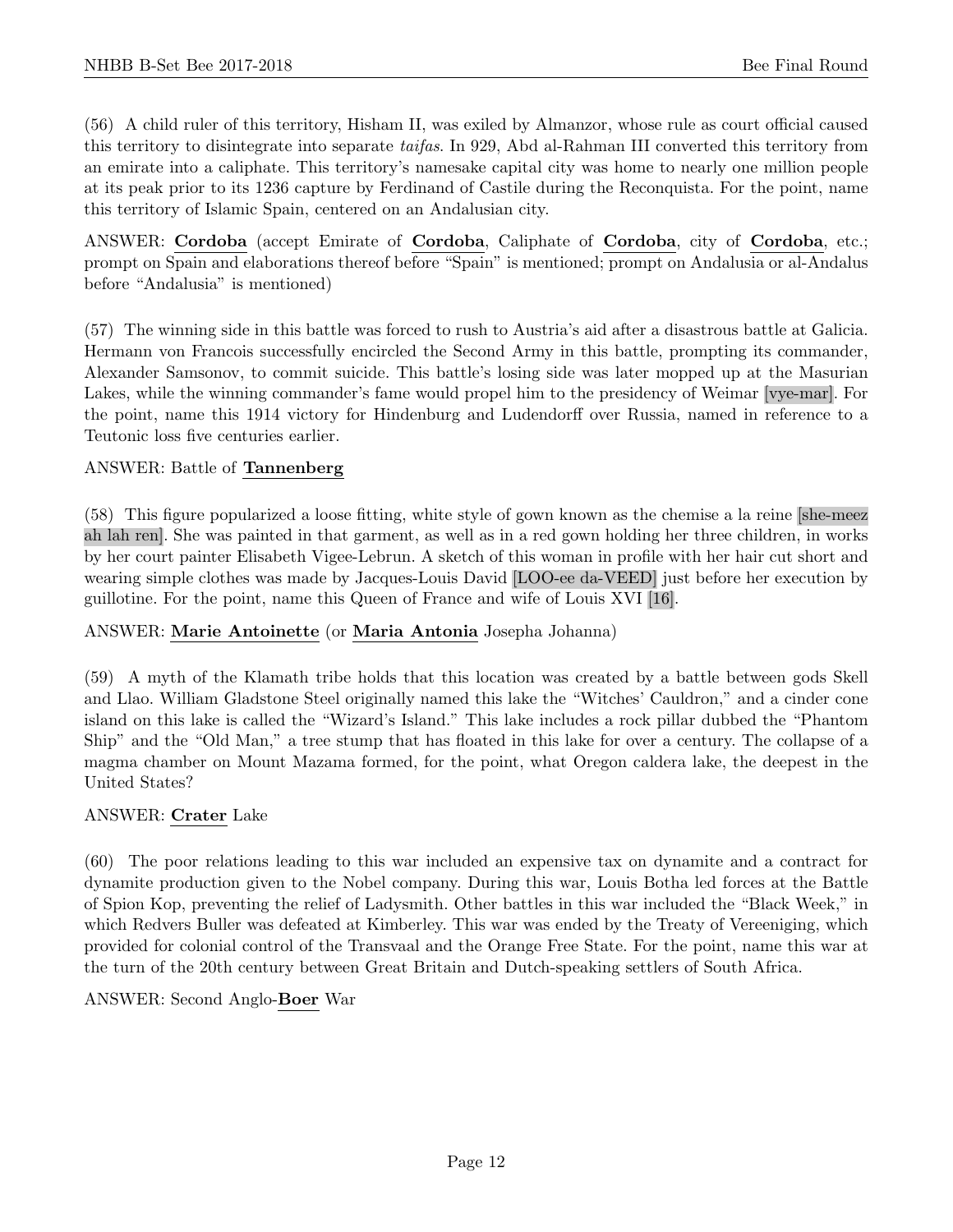(56) A child ruler of this territory, Hisham II, was exiled by Almanzor, whose rule as court official caused this territory to disintegrate into separate *taifas*. In 929, Abd al-Rahman III converted this territory from an emirate into a caliphate. This territory's namesake capital city was home to nearly one million people at its peak prior to its 1236 capture by Ferdinand of Castile during the Reconquista. For the point, name this territory of Islamic Spain, centered on an Andalusian city.

ANSWER: **Cordoba** (accept Emirate of **Cordoba**, Caliphate of **Cordoba**, city of **Cordoba**, etc.; prompt on Spain and elaborations thereof before "Spain" is mentioned; prompt on Andalusia or al-Andalus before "Andalusia" is mentioned)

(57) The winning side in this battle was forced to rush to Austria's aid after a disastrous battle at Galicia. Hermann von Francois successfully encircled the Second Army in this battle, prompting its commander, Alexander Samsonov, to commit suicide. This battle's losing side was later mopped up at the Masurian Lakes, while the winning commander's fame would propel him to the presidency of Weimar [vye-mar]. For the point, name this 1914 victory for Hindenburg and Ludendorff over Russia, named in reference to a Teutonic loss five centuries earlier.

ANSWER: Battle of **Tannenberg**

(58) This figure popularized a loose fitting, white style of gown known as the chemise a la reine [she-meez ah lah ren]. She was painted in that garment, as well as in a red gown holding her three children, in works by her court painter Elisabeth Vigee-Lebrun. A sketch of this woman in profile with her hair cut short and wearing simple clothes was made by Jacques-Louis David [LOO-ee da-VEED] just before her execution by guillotine. For the point, name this Queen of France and wife of Louis XVI [16].

ANSWER: **Marie Antoinette** (or **Maria Antonia** Josepha Johanna)

(59) A myth of the Klamath tribe holds that this location was created by a battle between gods Skell and Llao. William Gladstone Steel originally named this lake the "Witches' Cauldron," and a cinder cone island on this lake is called the "Wizard's Island." This lake includes a rock pillar dubbed the "Phantom Ship" and the "Old Man," a tree stump that has floated in this lake for over a century. The collapse of a magma chamber on Mount Mazama formed, for the point, what Oregon caldera lake, the deepest in the United States?

ANSWER: **Crater** Lake

(60) The poor relations leading to this war included an expensive tax on dynamite and a contract for dynamite production given to the Nobel company. During this war, Louis Botha led forces at the Battle of Spion Kop, preventing the relief of Ladysmith. Other battles in this war included the "Black Week," in which Redvers Buller was defeated at Kimberley. This war was ended by the Treaty of Vereeniging, which provided for colonial control of the Transvaal and the Orange Free State. For the point, name this war at the turn of the 20th century between Great Britain and Dutch-speaking settlers of South Africa.

ANSWER: Second Anglo-**Boer** War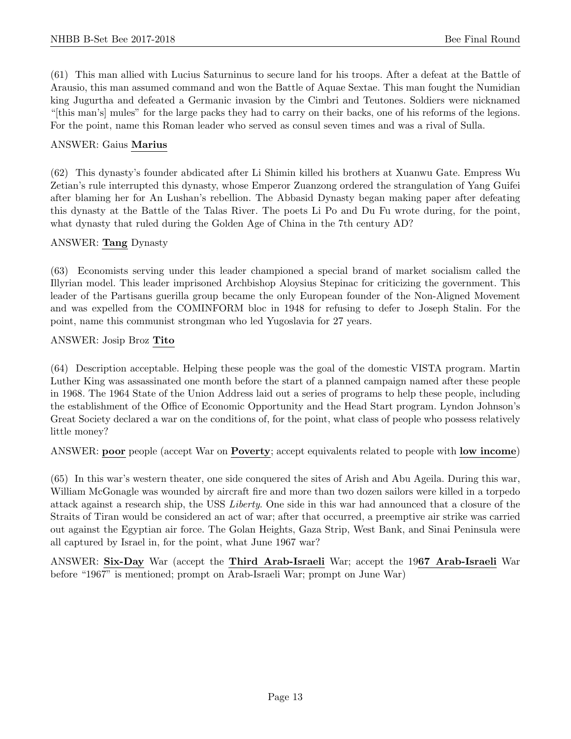(61) This man allied with Lucius Saturninus to secure land for his troops. After a defeat at the Battle of Arausio, this man assumed command and won the Battle of Aquae Sextae. This man fought the Numidian king Jugurtha and defeated a Germanic invasion by the Cimbri and Teutones. Soldiers were nicknamed "[this man's] mules" for the large packs they had to carry on their backs, one of his reforms of the legions. For the point, name this Roman leader who served as consul seven times and was a rival of Sulla.

ANSWER: Gaius **Marius**

(62) This dynasty's founder abdicated after Li Shimin killed his brothers at Xuanwu Gate. Empress Wu Zetian's rule interrupted this dynasty, whose Emperor Zuanzong ordered the strangulation of Yang Guifei after blaming her for An Lushan's rebellion. The Abbasid Dynasty began making paper after defeating this dynasty at the Battle of the Talas River. The poets Li Po and Du Fu wrote during, for the point, what dynasty that ruled during the Golden Age of China in the 7th century AD?

ANSWER: **Tang** Dynasty

(63) Economists serving under this leader championed a special brand of market socialism called the Illyrian model. This leader imprisoned Archbishop Aloysius Stepinac for criticizing the government. This leader of the Partisans guerilla group became the only European founder of the Non-Aligned Movement and was expelled from the COMINFORM bloc in 1948 for refusing to defer to Joseph Stalin. For the point, name this communist strongman who led Yugoslavia for 27 years.

ANSWER: Josip Broz **Tito**

(64) Description acceptable. Helping these people was the goal of the domestic VISTA program. Martin Luther King was assassinated one month before the start of a planned campaign named after these people in 1968. The 1964 State of the Union Address laid out a series of programs to help these people, including the establishment of the Office of Economic Opportunity and the Head Start program. Lyndon Johnson's Great Society declared a war on the conditions of, for the point, what class of people who possess relatively little money?

ANSWER: **poor** people (accept War on **Poverty**; accept equivalents related to people with **low income**)

(65) In this war's western theater, one side conquered the sites of Arish and Abu Ageila. During this war, William McGonagle was wounded by aircraft fire and more than two dozen sailors were killed in a torpedo attack against a research ship, the USS *Liberty*. One side in this war had announced that a closure of the Straits of Tiran would be considered an act of war; after that occurred, a preemptive air strike was carried out against the Egyptian air force. The Golan Heights, Gaza Strip, West Bank, and Sinai Peninsula were all captured by Israel in, for the point, what June 1967 war?

ANSWER: **Six-Day** War (accept the **Third Arab-Israeli** War; accept the 19**67 Arab-Israeli** War before "1967" is mentioned; prompt on Arab-Israeli War; prompt on June War)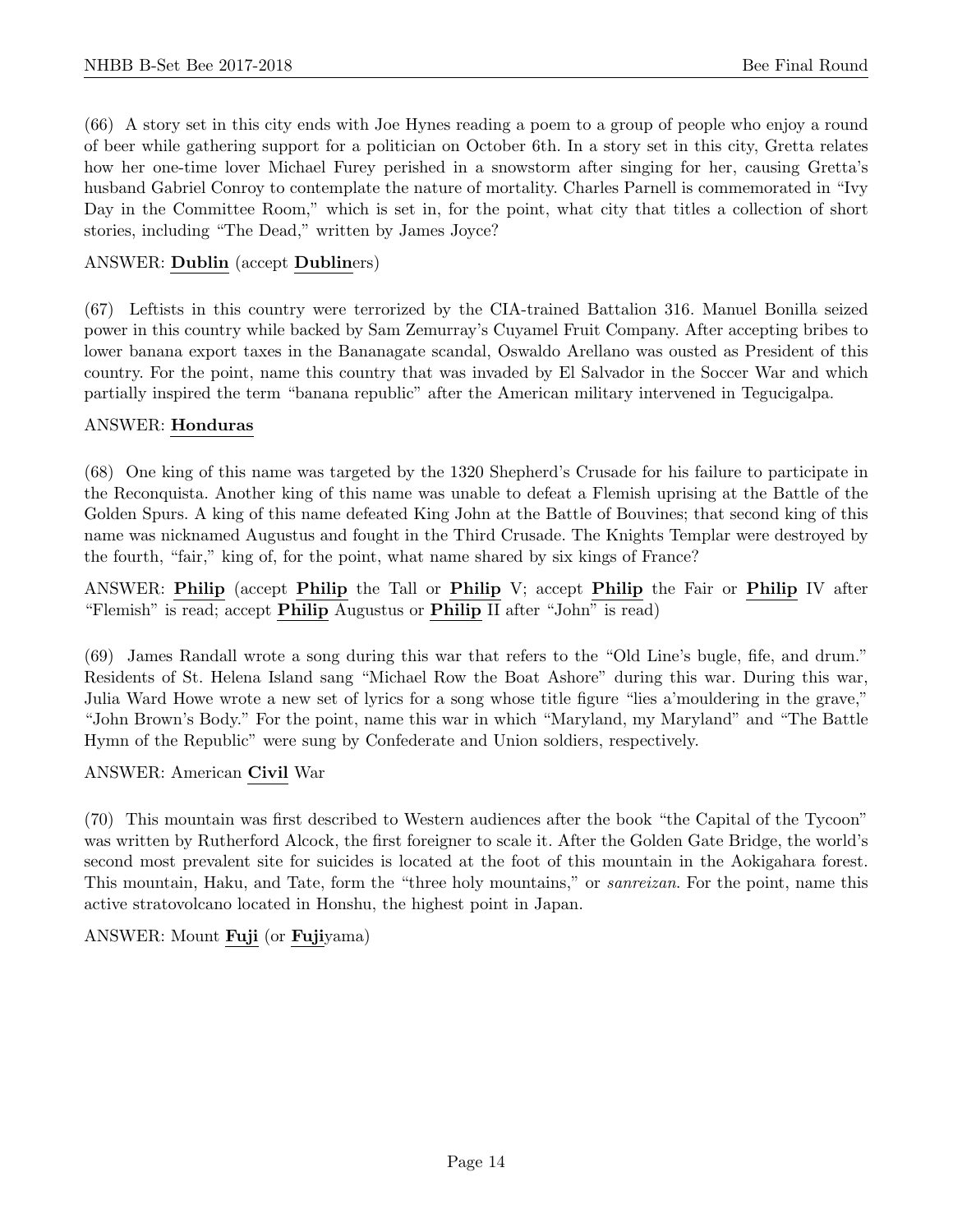(66) A story set in this city ends with Joe Hynes reading a poem to a group of people who enjoy a round of beer while gathering support for a politician on October 6th. In a story set in this city, Gretta relates how her one-time lover Michael Furey perished in a snowstorm after singing for her, causing Gretta's husband Gabriel Conroy to contemplate the nature of mortality. Charles Parnell is commemorated in "Ivy Day in the Committee Room," which is set in, for the point, what city that titles a collection of short stories, including "The Dead," written by James Joyce?

ANSWER: **Dublin** (accept **Dublin**ers)

(67) Leftists in this country were terrorized by the CIA-trained Battalion 316. Manuel Bonilla seized power in this country while backed by Sam Zemurray's Cuyamel Fruit Company. After accepting bribes to lower banana export taxes in the Bananagate scandal, Oswaldo Arellano was ousted as President of this country. For the point, name this country that was invaded by El Salvador in the Soccer War and which partially inspired the term "banana republic" after the American military intervened in Tegucigalpa.

ANSWER: **Honduras**

(68) One king of this name was targeted by the 1320 Shepherd's Crusade for his failure to participate in the Reconquista. Another king of this name was unable to defeat a Flemish uprising at the Battle of the Golden Spurs. A king of this name defeated King John at the Battle of Bouvines; that second king of this name was nicknamed Augustus and fought in the Third Crusade. The Knights Templar were destroyed by the fourth, "fair," king of, for the point, what name shared by six kings of France?

ANSWER: **Philip** (accept **Philip** the Tall or **Philip** V; accept **Philip** the Fair or **Philip** IV after "Flemish" is read; accept **Philip** Augustus or **Philip** II after "John" is read)

(69) James Randall wrote a song during this war that refers to the "Old Line's bugle, fife, and drum." Residents of St. Helena Island sang "Michael Row the Boat Ashore" during this war. During this war, Julia Ward Howe wrote a new set of lyrics for a song whose title figure "lies a'mouldering in the grave," "John Brown's Body." For the point, name this war in which "Maryland, my Maryland" and "The Battle Hymn of the Republic" were sung by Confederate and Union soldiers, respectively.

ANSWER: American **Civil** War

(70) This mountain was first described to Western audiences after the book "the Capital of the Tycoon" was written by Rutherford Alcock, the first foreigner to scale it. After the Golden Gate Bridge, the world's second most prevalent site for suicides is located at the foot of this mountain in the Aokigahara forest. This mountain, Haku, and Tate, form the "three holy mountains," or *sanreizan*. For the point, name this active stratovolcano located in Honshu, the highest point in Japan.

ANSWER: Mount **Fuji** (or **Fuji**yama)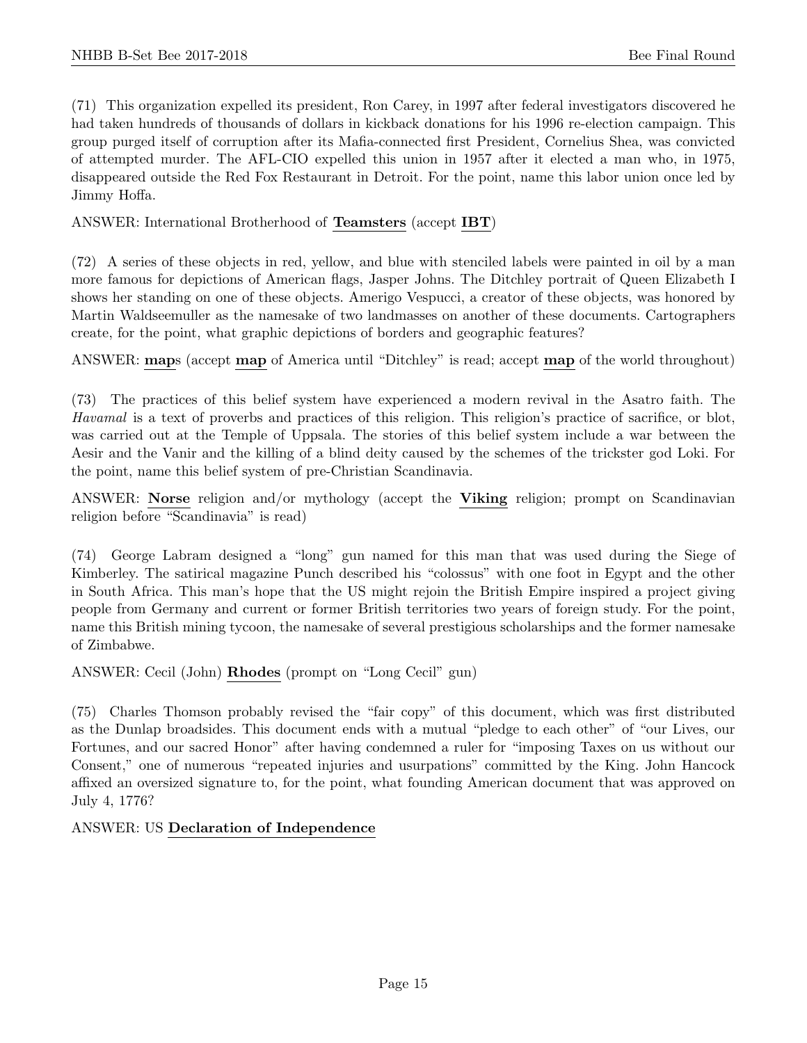(71) This organization expelled its president, Ron Carey, in 1997 after federal investigators discovered he had taken hundreds of thousands of dollars in kickback donations for his 1996 re-election campaign. This group purged itself of corruption after its Mafia-connected first President, Cornelius Shea, was convicted of attempted murder. The AFL-CIO expelled this union in 1957 after it elected a man who, in 1975, disappeared outside the Red Fox Restaurant in Detroit. For the point, name this labor union once led by Jimmy Hoffa.

ANSWER: International Brotherhood of **Teamsters** (accept **IBT**)

(72) A series of these objects in red, yellow, and blue with stenciled labels were painted in oil by a man more famous for depictions of American flags, Jasper Johns. The Ditchley portrait of Queen Elizabeth I shows her standing on one of these objects. Amerigo Vespucci, a creator of these objects, was honored by Martin Waldseemuller as the namesake of two landmasses on another of these documents. Cartographers create, for the point, what graphic depictions of borders and geographic features?

ANSWER: **map**s (accept **map** of America until "Ditchley" is read; accept **map** of the world throughout)

(73) The practices of this belief system have experienced a modern revival in the Asatro faith. The *Havamal* is a text of proverbs and practices of this religion. This religion's practice of sacrifice, or blot, was carried out at the Temple of Uppsala. The stories of this belief system include a war between the Aesir and the Vanir and the killing of a blind deity caused by the schemes of the trickster god Loki. For the point, name this belief system of pre-Christian Scandinavia.

ANSWER: **Norse** religion and/or mythology (accept the **Viking** religion; prompt on Scandinavian religion before "Scandinavia" is read)

(74) George Labram designed a "long" gun named for this man that was used during the Siege of Kimberley. The satirical magazine Punch described his "colossus" with one foot in Egypt and the other in South Africa. This man's hope that the US might rejoin the British Empire inspired a project giving people from Germany and current or former British territories two years of foreign study. For the point, name this British mining tycoon, the namesake of several prestigious scholarships and the former namesake of Zimbabwe.

ANSWER: Cecil (John) **Rhodes** (prompt on "Long Cecil" gun)

(75) Charles Thomson probably revised the "fair copy" of this document, which was first distributed as the Dunlap broadsides. This document ends with a mutual "pledge to each other" of "our Lives, our Fortunes, and our sacred Honor" after having condemned a ruler for "imposing Taxes on us without our Consent," one of numerous "repeated injuries and usurpations" committed by the King. John Hancock affixed an oversized signature to, for the point, what founding American document that was approved on July 4, 1776?

ANSWER: US **Declaration of Independence**